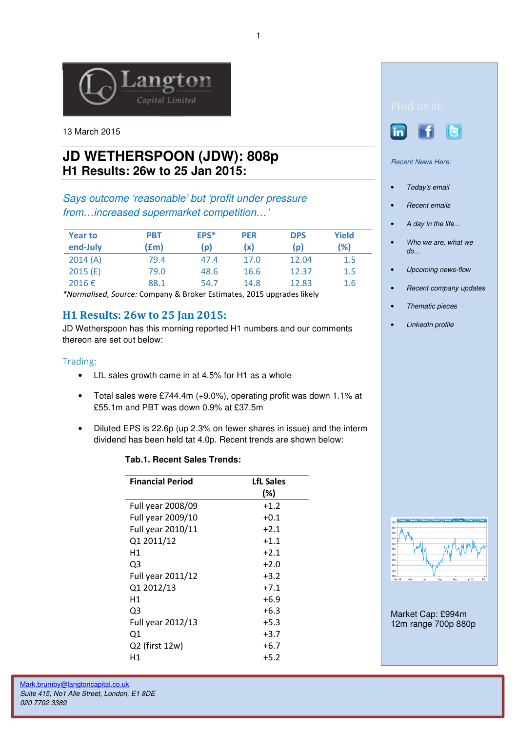13 March 2015

# JD WETHERSPOON (JDW): 808p

## H1 Results: 26w to 25 Jan 2015:

*Says outcome 'reasonable' but 'profit under pressure from…increased supermarket competition…'*

| Year to end-July | PBT (£m) | EPS* (p) | PER (x) | DPS (p) | Yield (%) |
|---|---|---|---|---|---|
| 2014 (A) | 79.4 | 47.4 | 17.0 | 12.04 | 1.5 |
| 2015 (E) | 79.0 | 48.6 | 16.6 | 12.37 | 1.5 |
| 2016 € | 88.1 | 54.7 | 14.8 | 12.83 | 1.6 |

*Normalised, Source: Company & Broker Estimates, 2015 upgrades likely

## H1 Results: 26w to 25 Jan 2015:

JD Wetherspoon has this morning reported H1 numbers and our comments thereon are set out below:

### Trading:

- LfL sales growth came in at 4.5% for H1 as a whole
- Total sales were £744.4m (+9.0%), operating profit was down 1.1% at £55.1m and PBT was down 0.9% at £37.5m
- Diluted EPS is 22.6p (up 2.3% on fewer shares in issue) and the interm dividend has been held tat 4.0p. Recent trends are shown below:

**Tab.1. Recent Sales Trends:**

| Financial Period | LfL Sales (%) |
|---|---|
| Full year 2008/09 | +1.2 |
| Full year 2009/10 | +0.1 |
| Full year 2010/11 | +2.1 |
| Q1 2011/12 | +1.1 |
| H1 | +2.1 |
| Q3 | +2.0 |
| Full year 2011/12 | +3.2 |
| Q1 2012/13 | +7.1 |
| H1 | +6.9 |
| Q3 | +6.3 |
| Full year 2012/13 | +5.3 |
| Q1 | +3.7 |
| Q2 (first 12w) | +6.7 |
| H1 | +5.2 |

Find us at:

*Recent News Here:*

- *Today's email*
- *Recent emails*
- *A day in the life...*
- *Who we are, what we do...*
- *Upcoming news-flow*
- *Recent company updates*
- *Thematic pieces*
- *LinkedIn profile*

Market Cap: £994m
12m range 700p 880p

Mark.brumby@langtoncapital.co.uk
*Suite 415, No1 Alie Street, London, E1 8DE*
*020 7702 3389*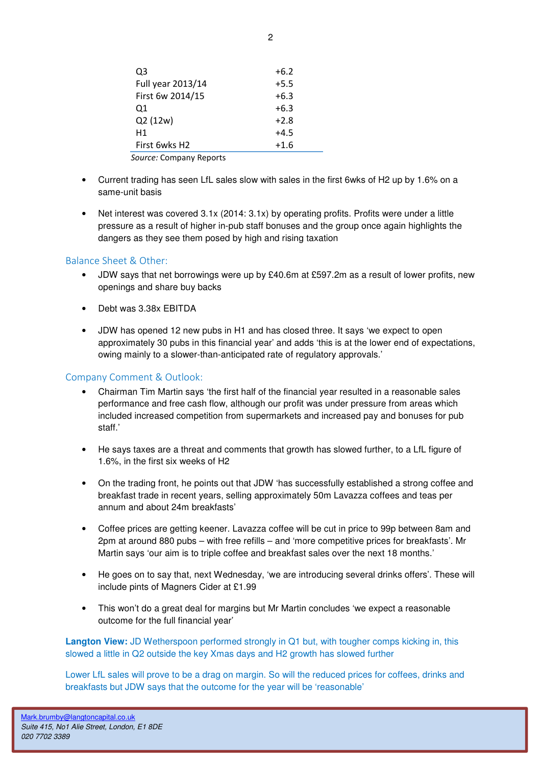| | |
|---|---|
| Q3 | +6.2 |
| Full year 2013/14 | +5.5 |
| First 6w 2014/15 | +6.3 |
| Q1 | +6.3 |
| Q2 (12w) | +2.8 |
| H1 | +4.5 |
| First 6wks H2 | +1.6 |

*Source:* Company Reports

- Current trading has seen LfL sales slow with sales in the first 6wks of H2 up by 1.6% on a same-unit basis
- Net interest was covered 3.1x (2014: 3.1x) by operating profits. Profits were under a little pressure as a result of higher in-pub staff bonuses and the group once again highlights the dangers as they see them posed by high and rising taxation

## Balance Sheet & Other:

- JDW says that net borrowings were up by £40.6m at £597.2m as a result of lower profits, new openings and share buy backs
- Debt was 3.38x EBITDA
- JDW has opened 12 new pubs in H1 and has closed three. It says 'we expect to open approximately 30 pubs in this financial year' and adds 'this is at the lower end of expectations, owing mainly to a slower-than-anticipated rate of regulatory approvals.'

## Company Comment & Outlook:

- Chairman Tim Martin says 'the first half of the financial year resulted in a reasonable sales performance and free cash flow, although our profit was under pressure from areas which included increased competition from supermarkets and increased pay and bonuses for pub staff.'
- He says taxes are a threat and comments that growth has slowed further, to a LfL figure of 1.6%, in the first six weeks of H2
- On the trading front, he points out that JDW 'has successfully established a strong coffee and breakfast trade in recent years, selling approximately 50m Lavazza coffees and teas per annum and about 24m breakfasts'
- Coffee prices are getting keener. Lavazza coffee will be cut in price to 99p between 8am and 2pm at around 880 pubs – with free refills – and 'more competitive prices for breakfasts'. Mr Martin says 'our aim is to triple coffee and breakfast sales over the next 18 months.'
- He goes on to say that, next Wednesday, 'we are introducing several drinks offers'. These will include pints of Magners Cider at £1.99
- This won't do a great deal for margins but Mr Martin concludes 'we expect a reasonable outcome for the full financial year'

**Langton View:** JD Wetherspoon performed strongly in Q1 but, with tougher comps kicking in, this slowed a little in Q2 outside the key Xmas days and H2 growth has slowed further

Lower LfL sales will prove to be a drag on margin. So will the reduced prices for coffees, drinks and breakfasts but JDW says that the outcome for the year will be 'reasonable'

Mark.brumby@langtoncapital.co.uk
*Suite 415, No1 Alie Street, London, E1 8DE*
*020 7702 3389*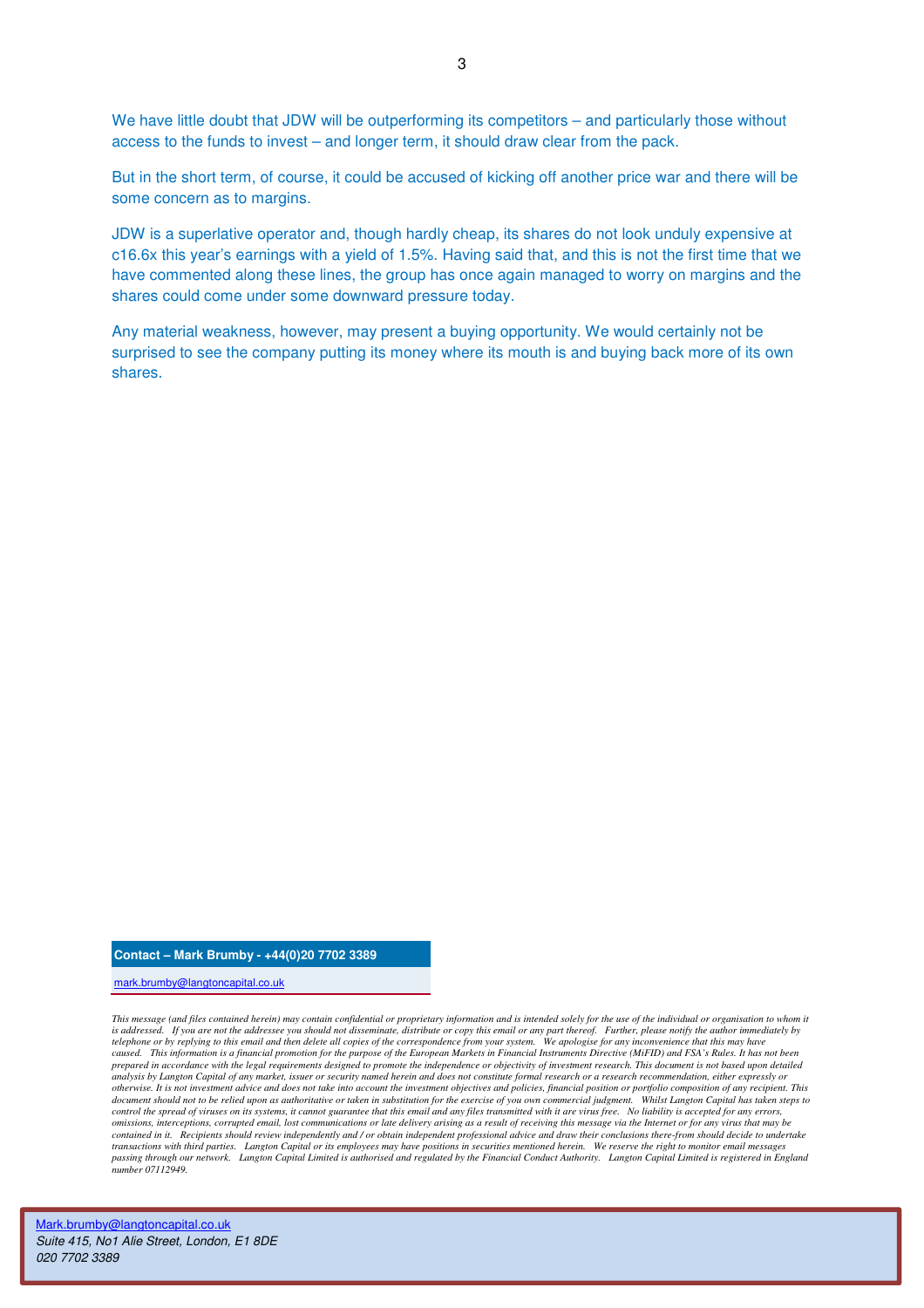We have little doubt that JDW will be outperforming its competitors – and particularly those without access to the funds to invest – and longer term, it should draw clear from the pack.

But in the short term, of course, it could be accused of kicking off another price war and there will be some concern as to margins.

JDW is a superlative operator and, though hardly cheap, its shares do not look unduly expensive at c16.6x this year's earnings with a yield of 1.5%. Having said that, and this is not the first time that we have commented along these lines, the group has once again managed to worry on margins and the shares could come under some downward pressure today.

Any material weakness, however, may present a buying opportunity. We would certainly not be surprised to see the company putting its money where its mouth is and buying back more of its own shares.

**Contact – Mark Brumby - +44(0)20 7702 3389**

mark.brumby@langtoncapital.co.uk

*This message (and files contained herein) may contain confidential or proprietary information and is intended solely for the use of the individual or organisation to whom it is addressed. If you are not the addressee you should not disseminate, distribute or copy this email or any part thereof. Further, please notify the author immediately by telephone or by replying to this email and then delete all copies of the correspondence from your system. We apologise for any inconvenience that this may have caused. This information is a financial promotion for the purpose of the European Markets in Financial Instruments Directive (MiFID) and FSA's Rules. It has not been prepared in accordance with the legal requirements designed to promote the independence or objectivity of investment research. This document is not based upon detailed analysis by Langton Capital of any market, issuer or security named herein and does not constitute formal research or a research recommendation, either expressly or otherwise. It is not investment advice and does not take into account the investment objectives and policies, financial position or portfolio composition of any recipient. This document should not to be relied upon as authoritative or taken in substitution for the exercise of you own commercial judgment. Whilst Langton Capital has taken steps to control the spread of viruses on its systems, it cannot guarantee that this email and any files transmitted with it are virus free. No liability is accepted for any errors, omissions, interceptions, corrupted email, lost communications or late delivery arising as a result of receiving this message via the Internet or for any virus that may be contained in it. Recipients should review independently and / or obtain independent professional advice and draw their conclusions there-from should decide to undertake transactions with third parties. Langton Capital or its employees may have positions in securities mentioned herein. We reserve the right to monitor email messages passing through our network. Langton Capital Limited is authorised and regulated by the Financial Conduct Authority. Langton Capital Limited is registered in England number 07112949.*

Mark.brumby@langtoncapital.co.uk
*Suite 415, No1 Alie Street, London, E1 8DE*
*020 7702 3389*